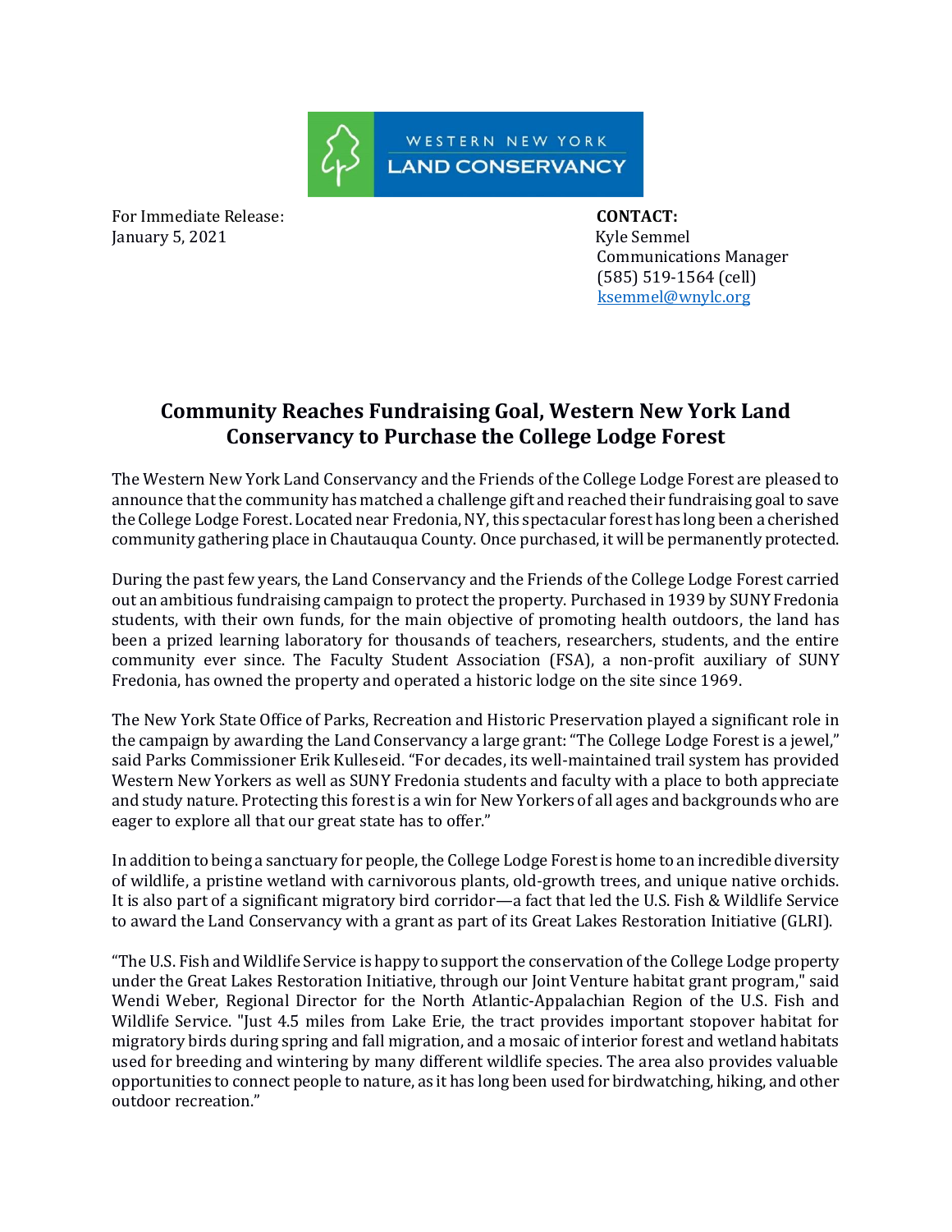WESTERN NEW YORK LAND CONSERVANCY

For Immediate Release:
January 5, 2021

**CONTACT:**
Kyle Semmel
Communications Manager
(585) 519-1564 (cell)
ksemmel@wnylc.org

## Community Reaches Fundraising Goal, Western New York Land Conservancy to Purchase the College Lodge Forest

The Western New York Land Conservancy and the Friends of the College Lodge Forest are pleased to announce that the community has matched a challenge gift and reached their fundraising goal to save the College Lodge Forest. Located near Fredonia, NY, this spectacular forest has long been a cherished community gathering place in Chautauqua County. Once purchased, it will be permanently protected.

During the past few years, the Land Conservancy and the Friends of the College Lodge Forest carried out an ambitious fundraising campaign to protect the property. Purchased in 1939 by SUNY Fredonia students, with their own funds, for the main objective of promoting health outdoors, the land has been a prized learning laboratory for thousands of teachers, researchers, students, and the entire community ever since. The Faculty Student Association (FSA), a non-profit auxiliary of SUNY Fredonia, has owned the property and operated a historic lodge on the site since 1969.

The New York State Office of Parks, Recreation and Historic Preservation played a significant role in the campaign by awarding the Land Conservancy a large grant: "The College Lodge Forest is a jewel," said Parks Commissioner Erik Kulleseid. "For decades, its well-maintained trail system has provided Western New Yorkers as well as SUNY Fredonia students and faculty with a place to both appreciate and study nature. Protecting this forest is a win for New Yorkers of all ages and backgrounds who are eager to explore all that our great state has to offer."

In addition to being a sanctuary for people, the College Lodge Forest is home to an incredible diversity of wildlife, a pristine wetland with carnivorous plants, old-growth trees, and unique native orchids. It is also part of a significant migratory bird corridor—a fact that led the U.S. Fish & Wildlife Service to award the Land Conservancy with a grant as part of its Great Lakes Restoration Initiative (GLRI).

"The U.S. Fish and Wildlife Service is happy to support the conservation of the College Lodge property under the Great Lakes Restoration Initiative, through our Joint Venture habitat grant program," said Wendi Weber, Regional Director for the North Atlantic-Appalachian Region of the U.S. Fish and Wildlife Service. "Just 4.5 miles from Lake Erie, the tract provides important stopover habitat for migratory birds during spring and fall migration, and a mosaic of interior forest and wetland habitats used for breeding and wintering by many different wildlife species. The area also provides valuable opportunities to connect people to nature, as it has long been used for birdwatching, hiking, and other outdoor recreation."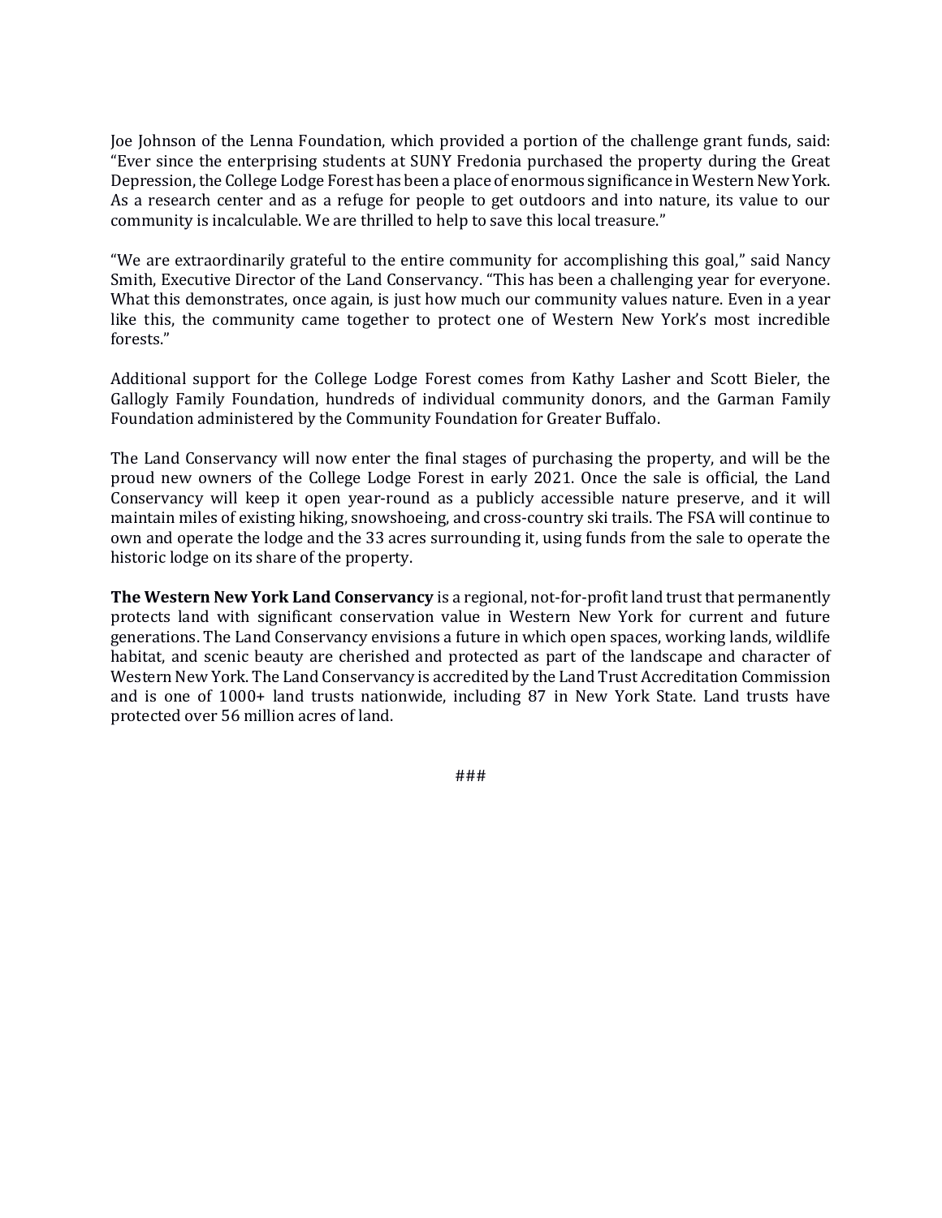Joe Johnson of the Lenna Foundation, which provided a portion of the challenge grant funds, said: "Ever since the enterprising students at SUNY Fredonia purchased the property during the Great Depression, the College Lodge Forest has been a place of enormous significance in Western New York. As a research center and as a refuge for people to get outdoors and into nature, its value to our community is incalculable. We are thrilled to help to save this local treasure."

"We are extraordinarily grateful to the entire community for accomplishing this goal," said Nancy Smith, Executive Director of the Land Conservancy. "This has been a challenging year for everyone. What this demonstrates, once again, is just how much our community values nature. Even in a year like this, the community came together to protect one of Western New York's most incredible forests."

Additional support for the College Lodge Forest comes from Kathy Lasher and Scott Bieler, the Gallogly Family Foundation, hundreds of individual community donors, and the Garman Family Foundation administered by the Community Foundation for Greater Buffalo.

The Land Conservancy will now enter the final stages of purchasing the property, and will be the proud new owners of the College Lodge Forest in early 2021. Once the sale is official, the Land Conservancy will keep it open year-round as a publicly accessible nature preserve, and it will maintain miles of existing hiking, snowshoeing, and cross-country ski trails. The FSA will continue to own and operate the lodge and the 33 acres surrounding it, using funds from the sale to operate the historic lodge on its share of the property.

**The Western New York Land Conservancy** is a regional, not-for-profit land trust that permanently protects land with significant conservation value in Western New York for current and future generations. The Land Conservancy envisions a future in which open spaces, working lands, wildlife habitat, and scenic beauty are cherished and protected as part of the landscape and character of Western New York. The Land Conservancy is accredited by the Land Trust Accreditation Commission and is one of 1000+ land trusts nationwide, including 87 in New York State. Land trusts have protected over 56 million acres of land.

###